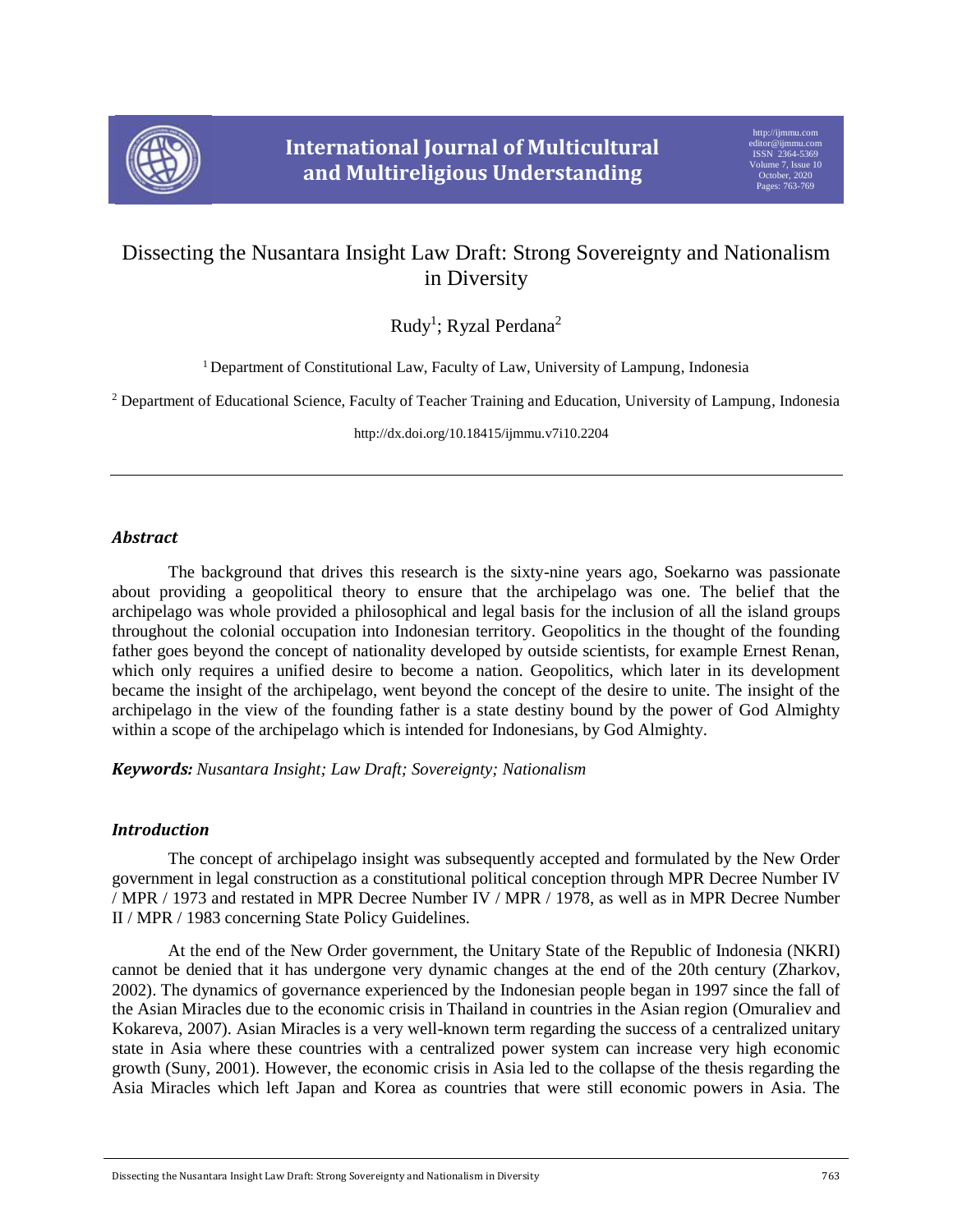# Dissecting the Nusantara Insight Law Draft: Strong Sovereignty and Nationalism in Diversity

Rudy[1]; Ryzal Perdana[2]

[1] Department of Constitutional Law, Faculty of Law, University of Lampung, Indonesia

[2] Department of Educational Science, Faculty of Teacher Training and Education, University of Lampung, Indonesia

http://dx.doi.org/10.18415/ijmmu.v7i10.2204

---

## *Abstract*

The background that drives this research is the sixty-nine years ago, Soekarno was passionate about providing a geopolitical theory to ensure that the archipelago was one. The belief that the archipelago was whole provided a philosophical and legal basis for the inclusion of all the island groups throughout the colonial occupation into Indonesian territory. Geopolitics in the thought of the founding father goes beyond the concept of nationality developed by outside scientists, for example Ernest Renan, which only requires a unified desire to become a nation. Geopolitics, which later in its development became the insight of the archipelago, went beyond the concept of the desire to unite. The insight of the archipelago in the view of the founding father is a state destiny bound by the power of God Almighty within a scope of the archipelago which is intended for Indonesians, by God Almighty.

***Keywords:*** *Nusantara Insight; Law Draft; Sovereignty; Nationalism*

## *Introduction*

The concept of archipelago insight was subsequently accepted and formulated by the New Order government in legal construction as a constitutional political conception through MPR Decree Number IV / MPR / 1973 and restated in MPR Decree Number IV / MPR / 1978, as well as in MPR Decree Number II / MPR / 1983 concerning State Policy Guidelines.

At the end of the New Order government, the Unitary State of the Republic of Indonesia (NKRI) cannot be denied that it has undergone very dynamic changes at the end of the 20th century (Zharkov, 2002). The dynamics of governance experienced by the Indonesian people began in 1997 since the fall of the Asian Miracles due to the economic crisis in Thailand in countries in the Asian region (Omuraliev and Kokareva, 2007). Asian Miracles is a very well-known term regarding the success of a centralized unitary state in Asia where these countries with a centralized power system can increase very high economic growth (Suny, 2001). However, the economic crisis in Asia led to the collapse of the thesis regarding the Asia Miracles which left Japan and Korea as countries that were still economic powers in Asia. The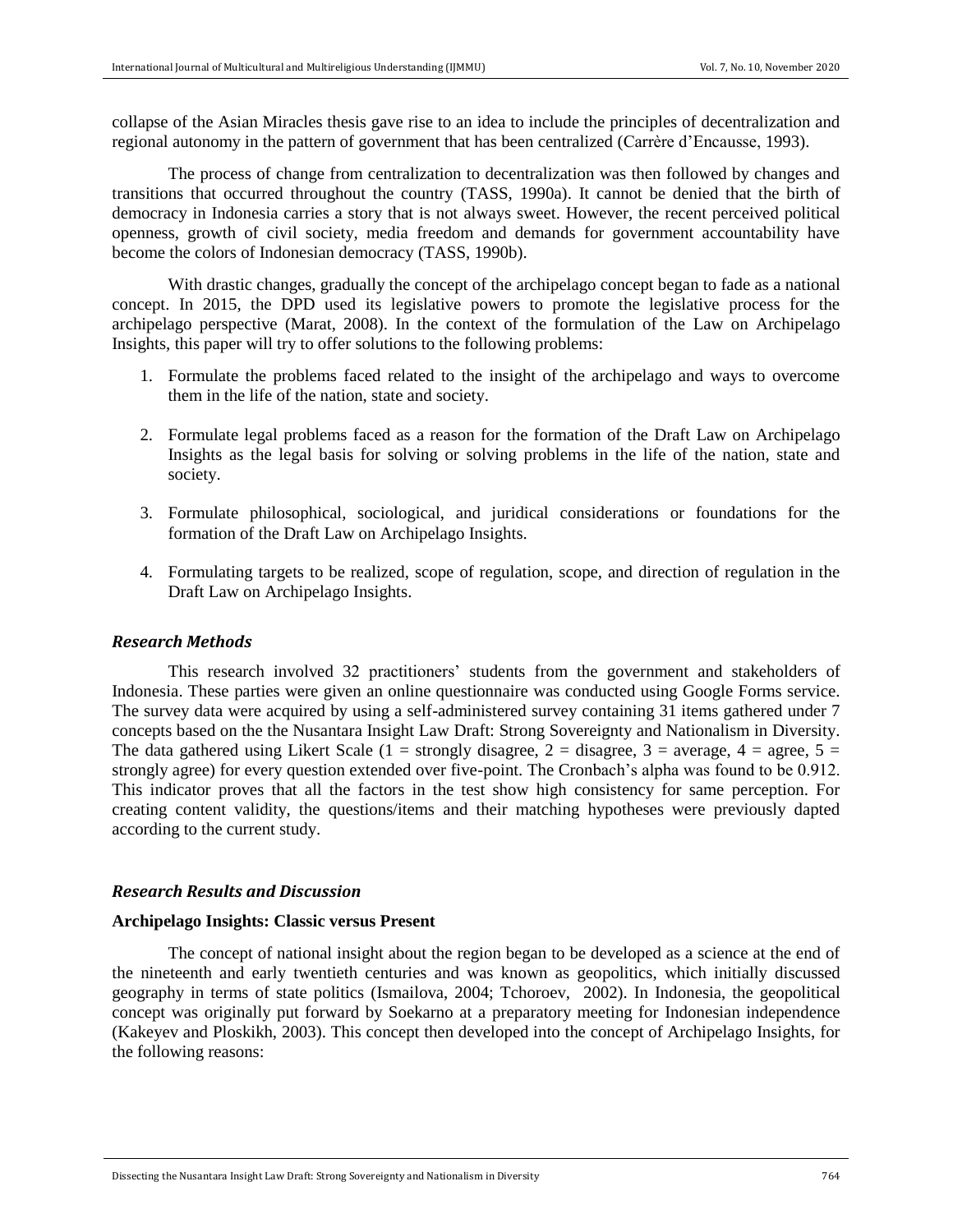collapse of the Asian Miracles thesis gave rise to an idea to include the principles of decentralization and regional autonomy in the pattern of government that has been centralized (Carrère d'Encausse, 1993).

The process of change from centralization to decentralization was then followed by changes and transitions that occurred throughout the country (TASS, 1990a). It cannot be denied that the birth of democracy in Indonesia carries a story that is not always sweet. However, the recent perceived political openness, growth of civil society, media freedom and demands for government accountability have become the colors of Indonesian democracy (TASS, 1990b).

With drastic changes, gradually the concept of the archipelago concept began to fade as a national concept. In 2015, the DPD used its legislative powers to promote the legislative process for the archipelago perspective (Marat, 2008). In the context of the formulation of the Law on Archipelago Insights, this paper will try to offer solutions to the following problems:

1. Formulate the problems faced related to the insight of the archipelago and ways to overcome them in the life of the nation, state and society.
2. Formulate legal problems faced as a reason for the formation of the Draft Law on Archipelago Insights as the legal basis for solving or solving problems in the life of the nation, state and society.
3. Formulate philosophical, sociological, and juridical considerations or foundations for the formation of the Draft Law on Archipelago Insights.
4. Formulating targets to be realized, scope of regulation, scope, and direction of regulation in the Draft Law on Archipelago Insights.

### *Research Methods*

This research involved 32 practitioners' students from the government and stakeholders of Indonesia. These parties were given an online questionnaire was conducted using Google Forms service. The survey data were acquired by using a self-administered survey containing 31 items gathered under 7 concepts based on the the Nusantara Insight Law Draft: Strong Sovereignty and Nationalism in Diversity. The data gathered using Likert Scale (1 = strongly disagree, 2 = disagree, 3 = average, 4 = agree, 5 = strongly agree) for every question extended over five-point. The Cronbach's alpha was found to be 0.912. This indicator proves that all the factors in the test show high consistency for same perception. For creating content validity, the questions/items and their matching hypotheses were previously dapted according to the current study.

### *Research Results and Discussion*

**Archipelago Insights: Classic versus Present**

The concept of national insight about the region began to be developed as a science at the end of the nineteenth and early twentieth centuries and was known as geopolitics, which initially discussed geography in terms of state politics (Ismailova, 2004; Tchoroev, 2002). In Indonesia, the geopolitical concept was originally put forward by Soekarno at a preparatory meeting for Indonesian independence (Kakeyev and Ploskikh, 2003). This concept then developed into the concept of Archipelago Insights, for the following reasons: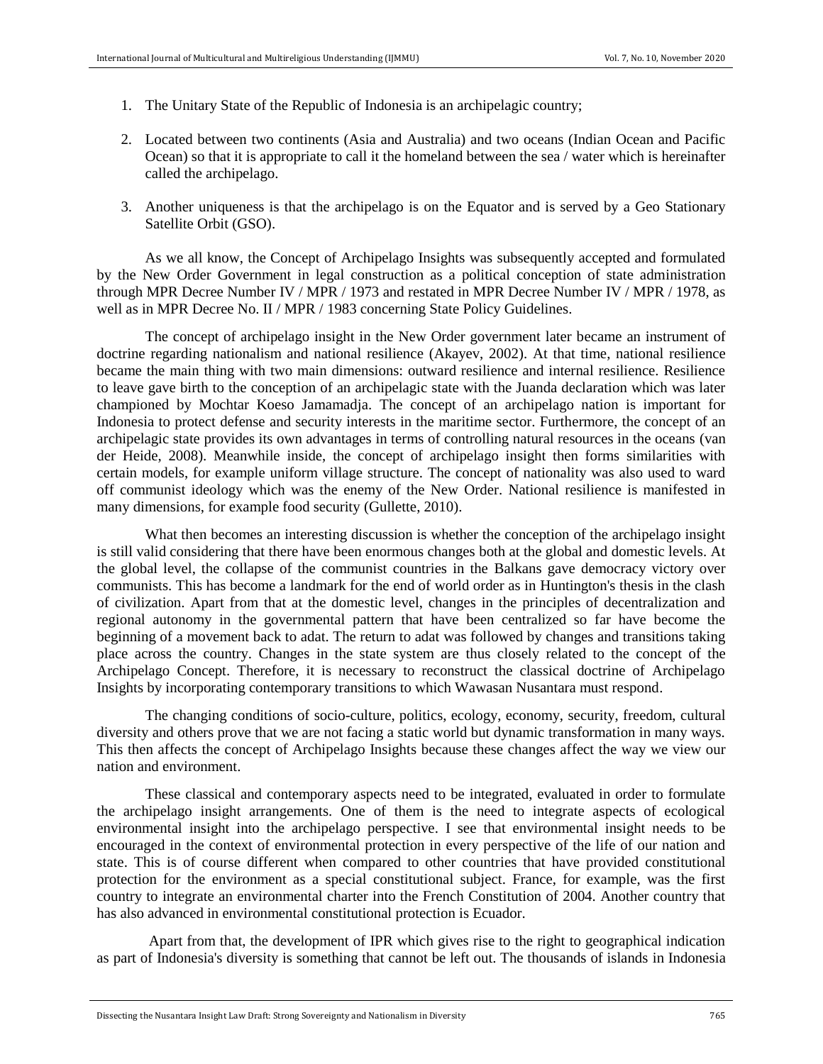1. The Unitary State of the Republic of Indonesia is an archipelagic country;

2. Located between two continents (Asia and Australia) and two oceans (Indian Ocean and Pacific Ocean) so that it is appropriate to call it the homeland between the sea / water which is hereinafter called the archipelago.

3. Another uniqueness is that the archipelago is on the Equator and is served by a Geo Stationary Satellite Orbit (GSO).

As we all know, the Concept of Archipelago Insights was subsequently accepted and formulated by the New Order Government in legal construction as a political conception of state administration through MPR Decree Number IV / MPR / 1973 and restated in MPR Decree Number IV / MPR / 1978, as well as in MPR Decree No. II / MPR / 1983 concerning State Policy Guidelines.

The concept of archipelago insight in the New Order government later became an instrument of doctrine regarding nationalism and national resilience (Akayev, 2002). At that time, national resilience became the main thing with two main dimensions: outward resilience and internal resilience. Resilience to leave gave birth to the conception of an archipelagic state with the Juanda declaration which was later championed by Mochtar Koeso Jamamadja. The concept of an archipelago nation is important for Indonesia to protect defense and security interests in the maritime sector. Furthermore, the concept of an archipelagic state provides its own advantages in terms of controlling natural resources in the oceans (van der Heide, 2008). Meanwhile inside, the concept of archipelago insight then forms similarities with certain models, for example uniform village structure. The concept of nationality was also used to ward off communist ideology which was the enemy of the New Order. National resilience is manifested in many dimensions, for example food security (Gullette, 2010).

What then becomes an interesting discussion is whether the conception of the archipelago insight is still valid considering that there have been enormous changes both at the global and domestic levels. At the global level, the collapse of the communist countries in the Balkans gave democracy victory over communists. This has become a landmark for the end of world order as in Huntington's thesis in the clash of civilization. Apart from that at the domestic level, changes in the principles of decentralization and regional autonomy in the governmental pattern that have been centralized so far have become the beginning of a movement back to adat. The return to adat was followed by changes and transitions taking place across the country. Changes in the state system are thus closely related to the concept of the Archipelago Concept. Therefore, it is necessary to reconstruct the classical doctrine of Archipelago Insights by incorporating contemporary transitions to which Wawasan Nusantara must respond.

The changing conditions of socio-culture, politics, ecology, economy, security, freedom, cultural diversity and others prove that we are not facing a static world but dynamic transformation in many ways. This then affects the concept of Archipelago Insights because these changes affect the way we view our nation and environment.

These classical and contemporary aspects need to be integrated, evaluated in order to formulate the archipelago insight arrangements. One of them is the need to integrate aspects of ecological environmental insight into the archipelago perspective. I see that environmental insight needs to be encouraged in the context of environmental protection in every perspective of the life of our nation and state. This is of course different when compared to other countries that have provided constitutional protection for the environment as a special constitutional subject. France, for example, was the first country to integrate an environmental charter into the French Constitution of 2004. Another country that has also advanced in environmental constitutional protection is Ecuador.

Apart from that, the development of IPR which gives rise to the right to geographical indication as part of Indonesia's diversity is something that cannot be left out. The thousands of islands in Indonesia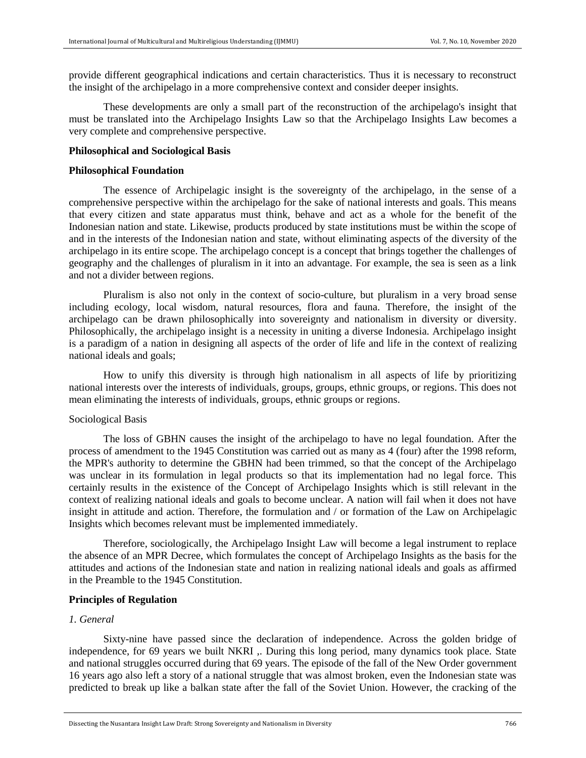provide different geographical indications and certain characteristics. Thus it is necessary to reconstruct the insight of the archipelago in a more comprehensive context and consider deeper insights.

These developments are only a small part of the reconstruction of the archipelago's insight that must be translated into the Archipelago Insights Law so that the Archipelago Insights Law becomes a very complete and comprehensive perspective.

**Philosophical and Sociological Basis**

**Philosophical Foundation**

The essence of Archipelagic insight is the sovereignty of the archipelago, in the sense of a comprehensive perspective within the archipelago for the sake of national interests and goals. This means that every citizen and state apparatus must think, behave and act as a whole for the benefit of the Indonesian nation and state. Likewise, products produced by state institutions must be within the scope of and in the interests of the Indonesian nation and state, without eliminating aspects of the diversity of the archipelago in its entire scope. The archipelago concept is a concept that brings together the challenges of geography and the challenges of pluralism in it into an advantage. For example, the sea is seen as a link and not a divider between regions.

Pluralism is also not only in the context of socio-culture, but pluralism in a very broad sense including ecology, local wisdom, natural resources, flora and fauna. Therefore, the insight of the archipelago can be drawn philosophically into sovereignty and nationalism in diversity or diversity. Philosophically, the archipelago insight is a necessity in uniting a diverse Indonesia. Archipelago insight is a paradigm of a nation in designing all aspects of the order of life and life in the context of realizing national ideals and goals;

How to unify this diversity is through high nationalism in all aspects of life by prioritizing national interests over the interests of individuals, groups, groups, ethnic groups, or regions. This does not mean eliminating the interests of individuals, groups, ethnic groups or regions.

Sociological Basis

The loss of GBHN causes the insight of the archipelago to have no legal foundation. After the process of amendment to the 1945 Constitution was carried out as many as 4 (four) after the 1998 reform, the MPR's authority to determine the GBHN had been trimmed, so that the concept of the Archipelago was unclear in its formulation in legal products so that its implementation had no legal force. This certainly results in the existence of the Concept of Archipelago Insights which is still relevant in the context of realizing national ideals and goals to become unclear. A nation will fail when it does not have insight in attitude and action. Therefore, the formulation and / or formation of the Law on Archipelagic Insights which becomes relevant must be implemented immediately.

Therefore, sociologically, the Archipelago Insight Law will become a legal instrument to replace the absence of an MPR Decree, which formulates the concept of Archipelago Insights as the basis for the attitudes and actions of the Indonesian state and nation in realizing national ideals and goals as affirmed in the Preamble to the 1945 Constitution.

**Principles of Regulation**

*1. General*

Sixty-nine have passed since the declaration of independence. Across the golden bridge of independence, for 69 years we built NKRI ,. During this long period, many dynamics took place. State and national struggles occurred during that 69 years. The episode of the fall of the New Order government 16 years ago also left a story of a national struggle that was almost broken, even the Indonesian state was predicted to break up like a balkan state after the fall of the Soviet Union. However, the cracking of the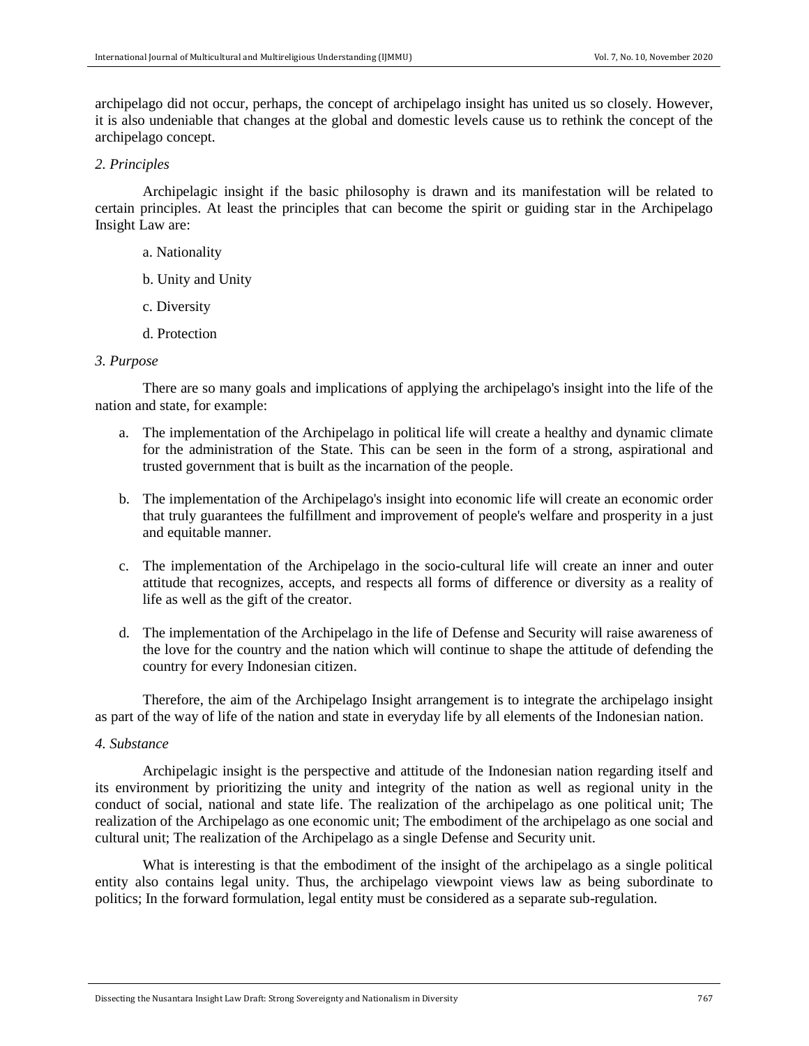archipelago did not occur, perhaps, the concept of archipelago insight has united us so closely. However, it is also undeniable that changes at the global and domestic levels cause us to rethink the concept of the archipelago concept.

*2. Principles*

Archipelagic insight if the basic philosophy is drawn and its manifestation will be related to certain principles. At least the principles that can become the spirit or guiding star in the Archipelago Insight Law are:

a. Nationality

b. Unity and Unity

c. Diversity

d. Protection

*3. Purpose*

There are so many goals and implications of applying the archipelago's insight into the life of the nation and state, for example:

a. The implementation of the Archipelago in political life will create a healthy and dynamic climate for the administration of the State. This can be seen in the form of a strong, aspirational and trusted government that is built as the incarnation of the people.

b. The implementation of the Archipelago's insight into economic life will create an economic order that truly guarantees the fulfillment and improvement of people's welfare and prosperity in a just and equitable manner.

c. The implementation of the Archipelago in the socio-cultural life will create an inner and outer attitude that recognizes, accepts, and respects all forms of difference or diversity as a reality of life as well as the gift of the creator.

d. The implementation of the Archipelago in the life of Defense and Security will raise awareness of the love for the country and the nation which will continue to shape the attitude of defending the country for every Indonesian citizen.

Therefore, the aim of the Archipelago Insight arrangement is to integrate the archipelago insight as part of the way of life of the nation and state in everyday life by all elements of the Indonesian nation.

*4. Substance*

Archipelagic insight is the perspective and attitude of the Indonesian nation regarding itself and its environment by prioritizing the unity and integrity of the nation as well as regional unity in the conduct of social, national and state life. The realization of the archipelago as one political unit; The realization of the Archipelago as one economic unit; The embodiment of the archipelago as one social and cultural unit; The realization of the Archipelago as a single Defense and Security unit.

What is interesting is that the embodiment of the insight of the archipelago as a single political entity also contains legal unity. Thus, the archipelago viewpoint views law as being subordinate to politics; In the forward formulation, legal entity must be considered as a separate sub-regulation.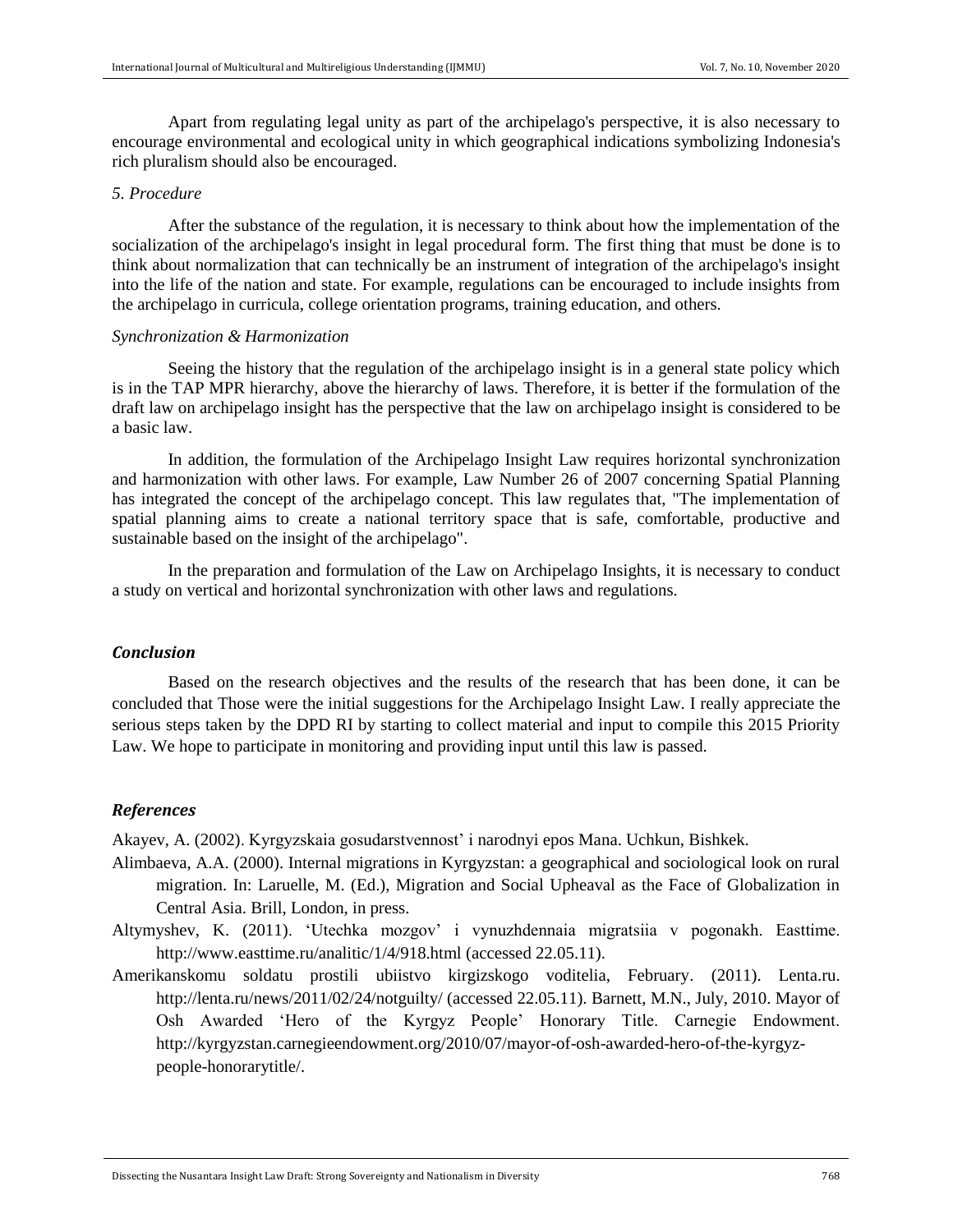Apart from regulating legal unity as part of the archipelago's perspective, it is also necessary to encourage environmental and ecological unity in which geographical indications symbolizing Indonesia's rich pluralism should also be encouraged.

*5. Procedure*

After the substance of the regulation, it is necessary to think about how the implementation of the socialization of the archipelago's insight in legal procedural form. The first thing that must be done is to think about normalization that can technically be an instrument of integration of the archipelago's insight into the life of the nation and state. For example, regulations can be encouraged to include insights from the archipelago in curricula, college orientation programs, training education, and others.

*Synchronization & Harmonization*

Seeing the history that the regulation of the archipelago insight is in a general state policy which is in the TAP MPR hierarchy, above the hierarchy of laws. Therefore, it is better if the formulation of the draft law on archipelago insight has the perspective that the law on archipelago insight is considered to be a basic law.

In addition, the formulation of the Archipelago Insight Law requires horizontal synchronization and harmonization with other laws. For example, Law Number 26 of 2007 concerning Spatial Planning has integrated the concept of the archipelago concept. This law regulates that, "The implementation of spatial planning aims to create a national territory space that is safe, comfortable, productive and sustainable based on the insight of the archipelago".

In the preparation and formulation of the Law on Archipelago Insights, it is necessary to conduct a study on vertical and horizontal synchronization with other laws and regulations.

## *Conclusion*

Based on the research objectives and the results of the research that has been done, it can be concluded that Those were the initial suggestions for the Archipelago Insight Law. I really appreciate the serious steps taken by the DPD RI by starting to collect material and input to compile this 2015 Priority Law. We hope to participate in monitoring and providing input until this law is passed.

## *References*

Akayev, A. (2002). Kyrgyzskaia gosudarstvennost' i narodnyi epos Mana. Uchkun, Bishkek.

Alimbaeva, A.A. (2000). Internal migrations in Kyrgyzstan: a geographical and sociological look on rural migration. In: Laruelle, M. (Ed.), Migration and Social Upheaval as the Face of Globalization in Central Asia. Brill, London, in press.

Altymyshev, K. (2011). 'Utechka mozgov' i vynuzhdennaia migratsiia v pogonakh. Easttime. http://www.easttime.ru/analitic/1/4/918.html (accessed 22.05.11).

Amerikanskomu soldatu prostili ubiistvo kirgizskogo voditelia, February. (2011). Lenta.ru. http://lenta.ru/news/2011/02/24/notguilty/ (accessed 22.05.11). Barnett, M.N., July, 2010. Mayor of Osh Awarded 'Hero of the Kyrgyz People' Honorary Title. Carnegie Endowment. http://kyrgyzstan.carnegieendowment.org/2010/07/mayor-of-osh-awarded-hero-of-the-kyrgyz-people-honorarytitle/.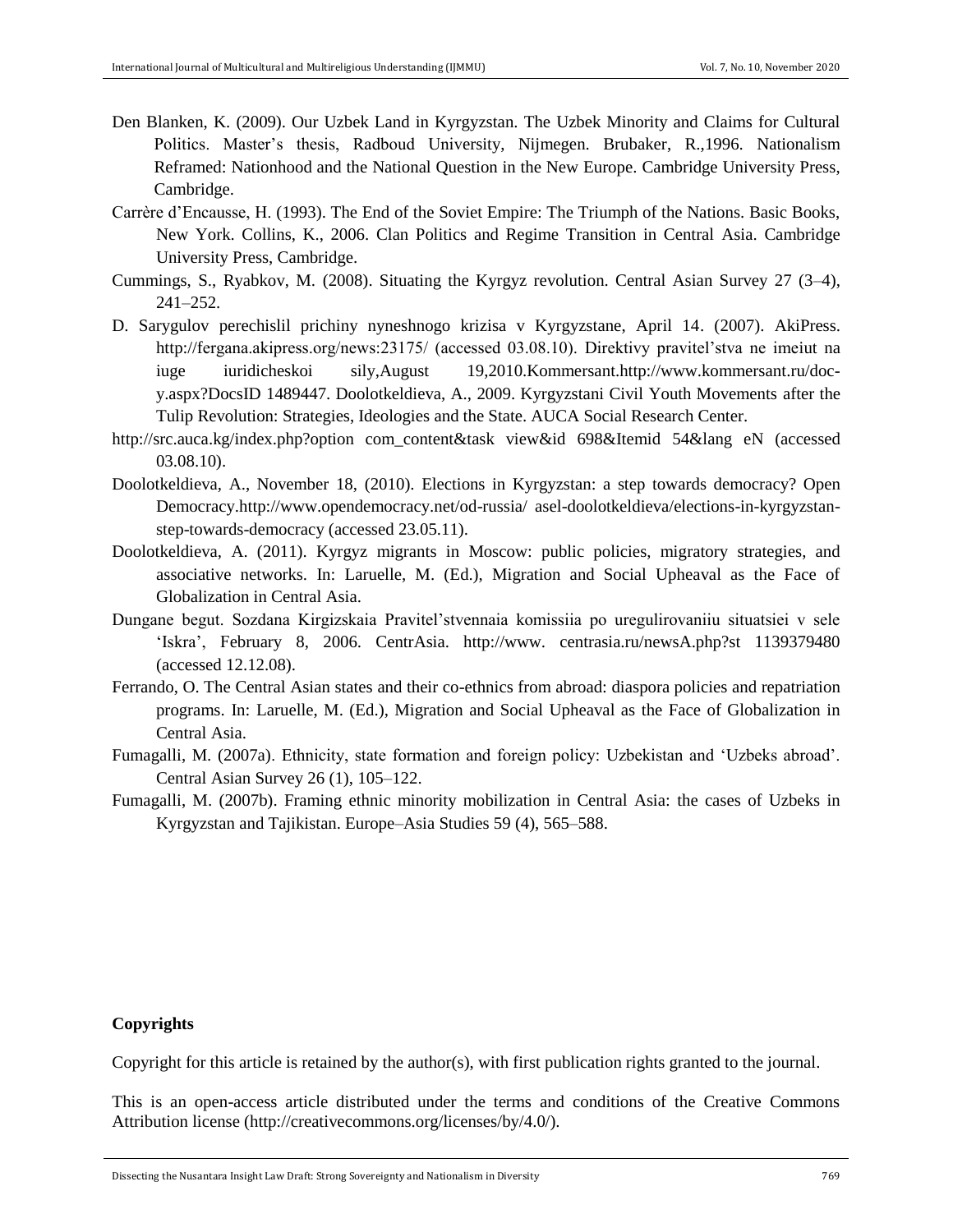Den Blanken, K. (2009). Our Uzbek Land in Kyrgyzstan. The Uzbek Minority and Claims for Cultural Politics. Master's thesis, Radboud University, Nijmegen. Brubaker, R.,1996. Nationalism Reframed: Nationhood and the National Question in the New Europe. Cambridge University Press, Cambridge.

Carrère d'Encausse, H. (1993). The End of the Soviet Empire: The Triumph of the Nations. Basic Books, New York. Collins, K., 2006. Clan Politics and Regime Transition in Central Asia. Cambridge University Press, Cambridge.

Cummings, S., Ryabkov, M. (2008). Situating the Kyrgyz revolution. Central Asian Survey 27 (3–4), 241–252.

D. Sarygulov perechislil prichiny nyneshnogo krizisa v Kyrgyzstane, April 14. (2007). AkiPress. http://fergana.akipress.org/news:23175/ (accessed 03.08.10). Direktivy pravitel'stva ne imeiut na iuge iuridicheskoi sily,August 19,2010.Kommersant.http://www.kommersant.ru/doc-y.aspx?DocsID 1489447. Doolotkeldieva, A., 2009. Kyrgyzstani Civil Youth Movements after the Tulip Revolution: Strategies, Ideologies and the State. AUCA Social Research Center.

http://src.auca.kg/index.php?option com_content&task view&id 698&Itemid 54&lang eN (accessed 03.08.10).

Doolotkeldieva, A., November 18, (2010). Elections in Kyrgyzstan: a step towards democracy? Open Democracy.http://www.opendemocracy.net/od-russia/ asel-doolotkeldieva/elections-in-kyrgyzstan-step-towards-democracy (accessed 23.05.11).

Doolotkeldieva, A. (2011). Kyrgyz migrants in Moscow: public policies, migratory strategies, and associative networks. In: Laruelle, M. (Ed.), Migration and Social Upheaval as the Face of Globalization in Central Asia.

Dungane begut. Sozdana Kirgizskaia Pravitel'stvennaia komissiia po uregulirovaniiu situatsiei v sele 'Iskra', February 8, 2006. CentrAsia. http://www. centrasia.ru/newsA.php?st 1139379480 (accessed 12.12.08).

Ferrando, O. The Central Asian states and their co-ethnics from abroad: diaspora policies and repatriation programs. In: Laruelle, M. (Ed.), Migration and Social Upheaval as the Face of Globalization in Central Asia.

Fumagalli, M. (2007a). Ethnicity, state formation and foreign policy: Uzbekistan and 'Uzbeks abroad'. Central Asian Survey 26 (1), 105–122.

Fumagalli, M. (2007b). Framing ethnic minority mobilization in Central Asia: the cases of Uzbeks in Kyrgyzstan and Tajikistan. Europe–Asia Studies 59 (4), 565–588.

**Copyrights**

Copyright for this article is retained by the author(s), with first publication rights granted to the journal.

This is an open-access article distributed under the terms and conditions of the Creative Commons Attribution license (http://creativecommons.org/licenses/by/4.0/).